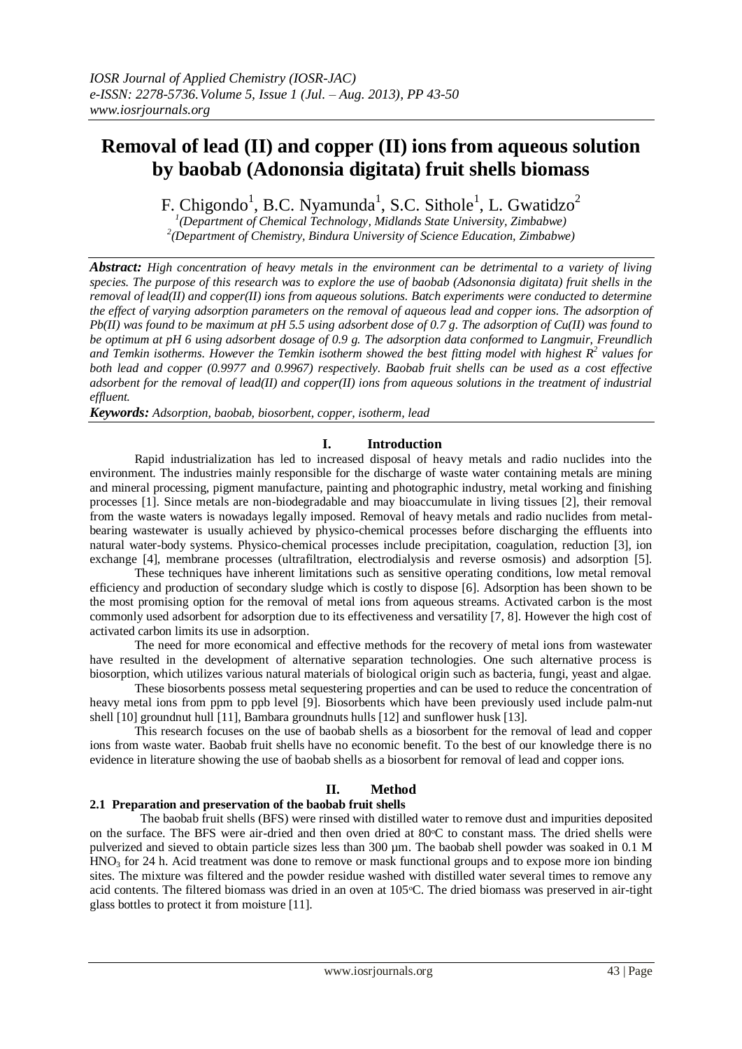# Removal of lead (II) and copper (II) ions from aqueous solution by baobab (Adononsia digitata) fruit shells biomass

F. Chigondo[1], B.C. Nyamunda[1], S.C. Sithole[1], L. Gwatidzo[2]

[1](Department of Chemical Technology, Midlands State University, Zimbabwe)
[2](Department of Chemistry, Bindura University of Science Education, Zimbabwe)

***Abstract:*** *High concentration of heavy metals in the environment can be detrimental to a variety of living species. The purpose of this research was to explore the use of baobab (Adsononsia digitata) fruit shells in the removal of lead(II) and copper(II) ions from aqueous solutions. Batch experiments were conducted to determine the effect of varying adsorption parameters on the removal of aqueous lead and copper ions. The adsorption of Pb(II) was found to be maximum at pH 5.5 using adsorbent dose of 0.7 g. The adsorption of Cu(II) was found to be optimum at pH 6 using adsorbent dosage of 0.9 g. The adsorption data conformed to Langmuir, Freundlich and Temkin isotherms. However the Temkin isotherm showed the best fitting model with highest $R^2$ values for both lead and copper (0.9977 and 0.9967) respectively. Baobab fruit shells can be used as a cost effective adsorbent for the removal of lead(II) and copper(II) ions from aqueous solutions in the treatment of industrial effluent.*

***Keywords:*** *Adsorption, baobab, biosorbent, copper, isotherm, lead*

## I. Introduction

Rapid industrialization has led to increased disposal of heavy metals and radio nuclides into the environment. The industries mainly responsible for the discharge of waste water containing metals are mining and mineral processing, pigment manufacture, painting and photographic industry, metal working and finishing processes [1]. Since metals are non-biodegradable and may bioaccumulate in living tissues [2], their removal from the waste waters is nowadays legally imposed. Removal of heavy metals and radio nuclides from metal-bearing wastewater is usually achieved by physico-chemical processes before discharging the effluents into natural water-body systems. Physico-chemical processes include precipitation, coagulation, reduction [3], ion exchange [4], membrane processes (ultrafiltration, electrodialysis and reverse osmosis) and adsorption [5].

These techniques have inherent limitations such as sensitive operating conditions, low metal removal efficiency and production of secondary sludge which is costly to dispose [6]. Adsorption has been shown to be the most promising option for the removal of metal ions from aqueous streams. Activated carbon is the most commonly used adsorbent for adsorption due to its effectiveness and versatility [7, 8]. However the high cost of activated carbon limits its use in adsorption.

The need for more economical and effective methods for the recovery of metal ions from wastewater have resulted in the development of alternative separation technologies. One such alternative process is biosorption, which utilizes various natural materials of biological origin such as bacteria, fungi, yeast and algae.

These biosorbents possess metal sequestering properties and can be used to reduce the concentration of heavy metal ions from ppm to ppb level [9]. Biosorbents which have been previously used include palm-nut shell [10] groundnut hull [11], Bambara groundnuts hulls [12] and sunflower husk [13].

This research focuses on the use of baobab shells as a biosorbent for the removal of lead and copper ions from waste water. Baobab fruit shells have no economic benefit. To the best of our knowledge there is no evidence in literature showing the use of baobab shells as a biosorbent for removal of lead and copper ions.

## II. Method

### 2.1 Preparation and preservation of the baobab fruit shells

The baobab fruit shells (BFS) were rinsed with distilled water to remove dust and impurities deposited on the surface. The BFS were air-dried and then oven dried at 80°C to constant mass. The dried shells were pulverized and sieved to obtain particle sizes less than 300 µm. The baobab shell powder was soaked in 0.1 M $HNO_3$ for 24 h. Acid treatment was done to remove or mask functional groups and to expose more ion binding sites. The mixture was filtered and the powder residue washed with distilled water several times to remove any acid contents. The filtered biomass was dried in an oven at 105°C. The dried biomass was preserved in air-tight glass bottles to protect it from moisture [11].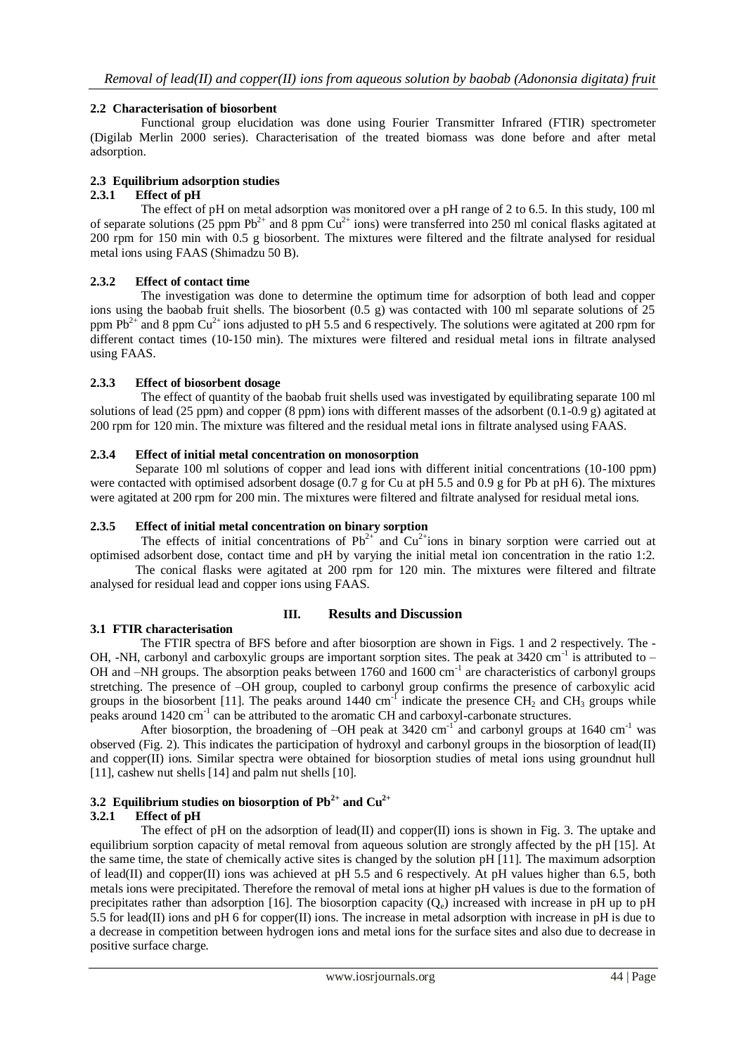### 2.2 Characterisation of biosorbent

Functional group elucidation was done using Fourier Transmitter Infrared (FTIR) spectrometer (Digilab Merlin 2000 series). Characterisation of the treated biomass was done before and after metal adsorption.

### 2.3 Equilibrium adsorption studies

#### 2.3.1 Effect of pH

The effect of pH on metal adsorption was monitored over a pH range of 2 to 6.5. In this study, 100 ml of separate solutions (25 ppm $Pb^{2+}$ and 8 ppm $Cu^{2+}$ ions) were transferred into 250 ml conical flasks agitated at 200 rpm for 150 min with 0.5 g biosorbent. The mixtures were filtered and the filtrate analysed for residual metal ions using FAAS (Shimadzu 50 B).

#### 2.3.2 Effect of contact time

The investigation was done to determine the optimum time for adsorption of both lead and copper ions using the baobab fruit shells. The biosorbent (0.5 g) was contacted with 100 ml separate solutions of 25 ppm $Pb^{2+}$ and 8 ppm $Cu^{2+}$ ions adjusted to pH 5.5 and 6 respectively. The solutions were agitated at 200 rpm for different contact times (10-150 min). The mixtures were filtered and residual metal ions in filtrate analysed using FAAS.

#### 2.3.3 Effect of biosorbent dosage

The effect of quantity of the baobab fruit shells used was investigated by equilibrating separate 100 ml solutions of lead (25 ppm) and copper (8 ppm) ions with different masses of the adsorbent (0.1-0.9 g) agitated at 200 rpm for 120 min. The mixture was filtered and the residual metal ions in filtrate analysed using FAAS.

#### 2.3.4 Effect of initial metal concentration on monosorption

Separate 100 ml solutions of copper and lead ions with different initial concentrations (10-100 ppm) were contacted with optimised adsorbent dosage (0.7 g for Cu at pH 5.5 and 0.9 g for Pb at pH 6). The mixtures were agitated at 200 rpm for 200 min. The mixtures were filtered and filtrate analysed for residual metal ions.

#### 2.3.5 Effect of initial metal concentration on binary sorption

The effects of initial concentrations of $Pb^{2+}$ and $Cu^{2+}$ions in binary sorption were carried out at optimised adsorbent dose, contact time and pH by varying the initial metal ion concentration in the ratio 1:2.

The conical flasks were agitated at 200 rpm for 120 min. The mixtures were filtered and filtrate analysed for residual lead and copper ions using FAAS.

## III. Results and Discussion

### 3.1 FTIR characterisation

The FTIR spectra of BFS before and after biosorption are shown in Figs. 1 and 2 respectively. The -OH, -NH, carbonyl and carboxylic groups are important sorption sites. The peak at 3420 $cm^{-1}$ is attributed to –OH and –NH groups. The absorption peaks between 1760 and 1600 $cm^{-1}$ are characteristics of carbonyl groups stretching. The presence of –OH group, coupled to carbonyl group confirms the presence of carboxylic acid groups in the biosorbent [11]. The peaks around 1440 $cm^{-1}$ indicate the presence $CH_2$ and $CH_3$ groups while peaks around 1420 $cm^{-1}$ can be attributed to the aromatic CH and carboxyl-carbonate structures.

After biosorption, the broadening of –OH peak at 3420 $cm^{-1}$ and carbonyl groups at 1640 $cm^{-1}$ was observed (Fig. 2). This indicates the participation of hydroxyl and carbonyl groups in the biosorption of lead(II) and copper(II) ions. Similar spectra were obtained for biosorption studies of metal ions using groundnut hull [11], cashew nut shells [14] and palm nut shells [10].

### 3.2 Equilibrium studies on biosorption of $Pb^{2+}$ and $Cu^{2+}$

#### 3.2.1 Effect of pH

The effect of pH on the adsorption of lead(II) and copper(II) ions is shown in Fig. 3. The uptake and equilibrium sorption capacity of metal removal from aqueous solution are strongly affected by the pH [15]. At the same time, the state of chemically active sites is changed by the solution pH [11]. The maximum adsorption of lead(II) and copper(II) ions was achieved at pH 5.5 and 6 respectively. At pH values higher than 6.5, both metals ions were precipitated. Therefore the removal of metal ions at higher pH values is due to the formation of precipitates rather than adsorption [16]. The biosorption capacity ($Q_e$) increased with increase in pH up to pH 5.5 for lead(II) ions and pH 6 for copper(II) ions. The increase in metal adsorption with increase in pH is due to a decrease in competition between hydrogen ions and metal ions for the surface sites and also due to decrease in positive surface charge.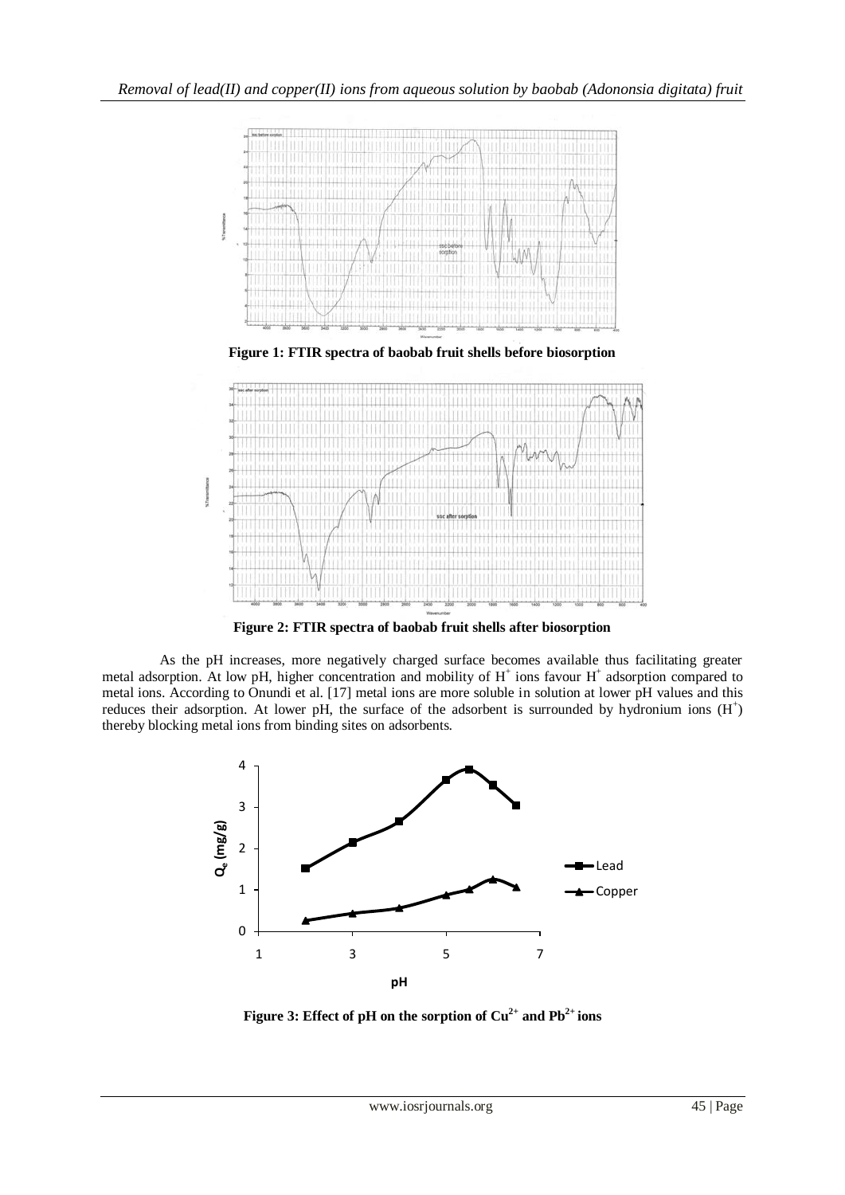**Figure 1: FTIR spectra of baobab fruit shells before biosorption**

**Figure 2: FTIR spectra of baobab fruit shells after biosorption**

As the pH increases, more negatively charged surface becomes available thus facilitating greater metal adsorption. At low pH, higher concentration and mobility of $H^+$ ions favour $H^+$ adsorption compared to metal ions. According to Onundi et al. [17] metal ions are more soluble in solution at lower pH values and this reduces their adsorption. At lower pH, the surface of the adsorbent is surrounded by hydronium ions ($H^+$) thereby blocking metal ions from binding sites on adsorbents.

**Figure 3: Effect of pH on the sorption of $Cu^{2+}$ and $Pb^{2+}$ ions**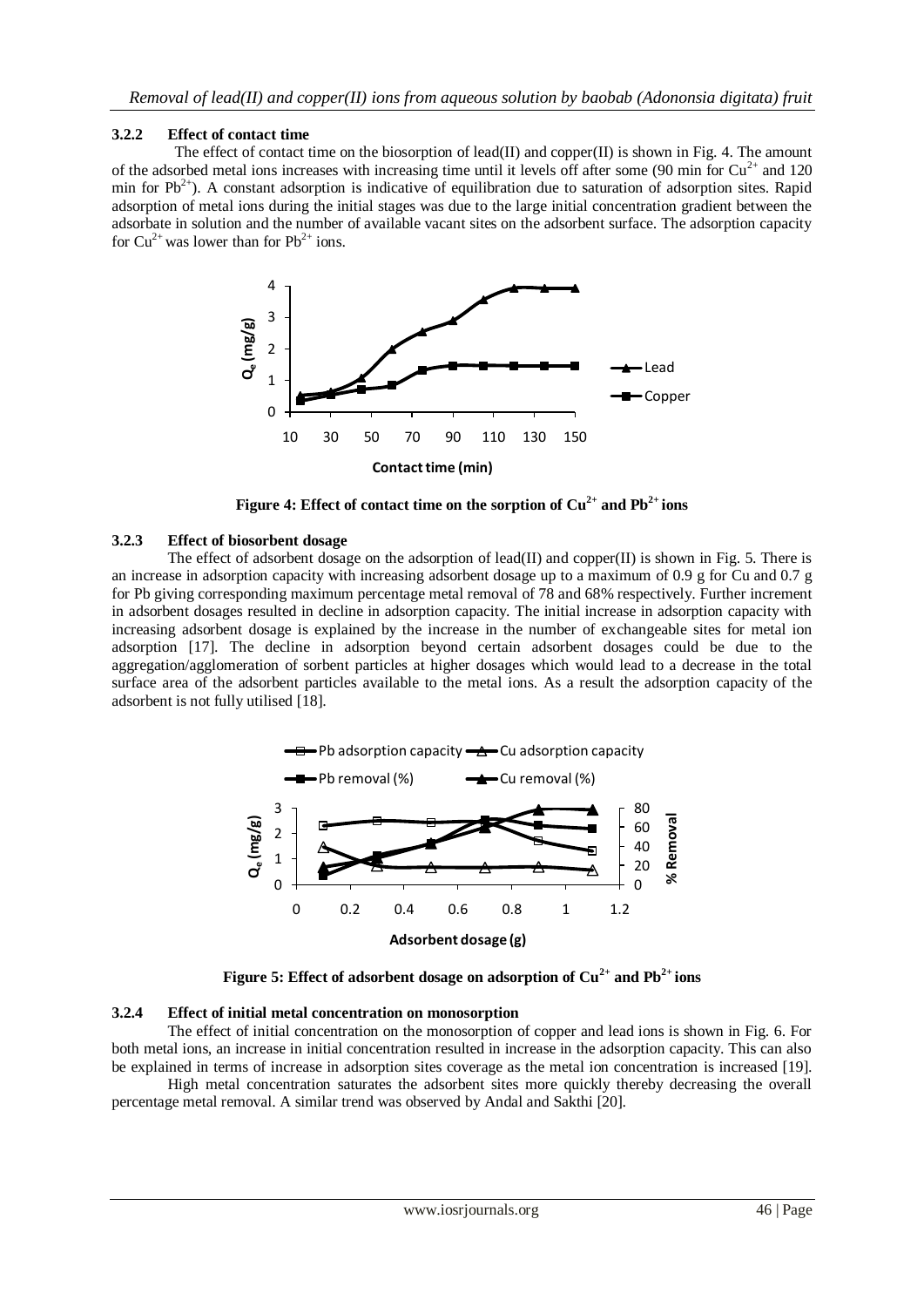### 3.2.2 Effect of contact time

The effect of contact time on the biosorption of lead(II) and copper(II) is shown in Fig. 4. The amount of the adsorbed metal ions increases with increasing time until it levels off after some (90 min for $Cu^{2+}$ and 120 min for $Pb^{2+}$). A constant adsorption is indicative of equilibration due to saturation of adsorption sites. Rapid adsorption of metal ions during the initial stages was due to the large initial concentration gradient between the adsorbate in solution and the number of available vacant sites on the adsorbent surface. The adsorption capacity for $Cu^{2+}$ was lower than for $Pb^{2+}$ ions.

**Figure 4: Effect of contact time on the sorption of $Cu^{2+}$ and $Pb^{2+}$ ions**

### 3.2.3 Effect of biosorbent dosage

The effect of adsorbent dosage on the adsorption of lead(II) and copper(II) is shown in Fig. 5. There is an increase in adsorption capacity with increasing adsorbent dosage up to a maximum of 0.9 g for Cu and 0.7 g for Pb giving corresponding maximum percentage metal removal of 78 and 68% respectively. Further increment in adsorbent dosages resulted in decline in adsorption capacity. The initial increase in adsorption capacity with increasing adsorbent dosage is explained by the increase in the number of exchangeable sites for metal ion adsorption [17]. The decline in adsorption beyond certain adsorbent dosages could be due to the aggregation/agglomeration of sorbent particles at higher dosages which would lead to a decrease in the total surface area of the adsorbent particles available to the metal ions. As a result the adsorption capacity of the adsorbent is not fully utilised [18].

**Figure 5: Effect of adsorbent dosage on adsorption of $Cu^{2+}$ and $Pb^{2+}$ ions**

### 3.2.4 Effect of initial metal concentration on monosorption

The effect of initial concentration on the monosorption of copper and lead ions is shown in Fig. 6. For both metal ions, an increase in initial concentration resulted in increase in the adsorption capacity. This can also be explained in terms of increase in adsorption sites coverage as the metal ion concentration is increased [19].

High metal concentration saturates the adsorbent sites more quickly thereby decreasing the overall percentage metal removal. A similar trend was observed by Andal and Sakthi [20].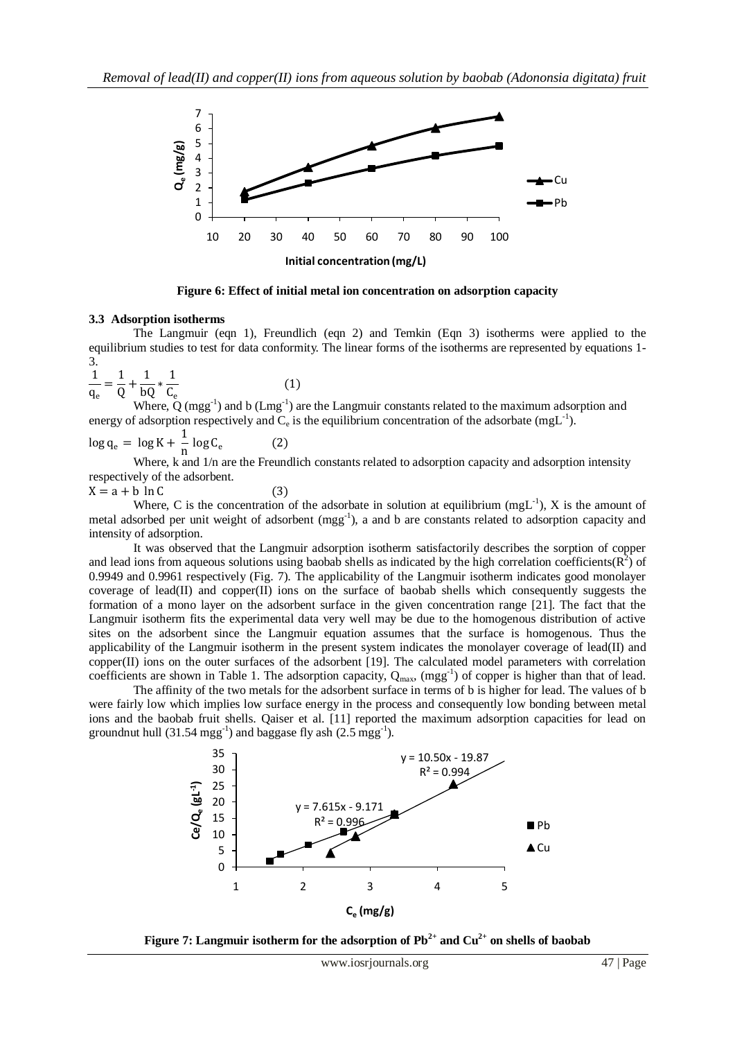Figure 6: Effect of initial metal ion concentration on adsorption capacity

### 3.3 Adsorption isotherms

The Langmuir (eqn 1), Freundlich (eqn 2) and Temkin (Eqn 3) isotherms were applied to the equilibrium studies to test for data conformity. The linear forms of the isotherms are represented by equations 1-3.

$$\frac{1}{q_e} = \frac{1}{Q} + \frac{1}{bQ} * \frac{1}{C_e} \qquad (1)$$

Where, Q ($mgg^{-1}$) and b ($Lmg^{-1}$) are the Langmuir constants related to the maximum adsorption and energy of adsorption respectively and $C_e$ is the equilibrium concentration of the adsorbate ($mgL^{-1}$).

$$\log q_e = \log K + \frac{1}{n} \log C_e \qquad (2)$$

Where, k and 1/n are the Freundlich constants related to adsorption capacity and adsorption intensity respectively of the adsorbent.

$$X = a + b \ln C \qquad (3)$$

Where, C is the concentration of the adsorbate in solution at equilibrium ($mgL^{-1}$), X is the amount of metal adsorbed per unit weight of adsorbent ($mgg^{-1}$), a and b are constants related to adsorption capacity and intensity of adsorption.

It was observed that the Langmuir adsorption isotherm satisfactorily describes the sorption of copper and lead ions from aqueous solutions using baobab shells as indicated by the high correlation coefficients($R^2$) of 0.9949 and 0.9961 respectively (Fig. 7). The applicability of the Langmuir isotherm indicates good monolayer coverage of lead(II) and copper(II) ions on the surface of baobab shells which consequently suggests the formation of a mono layer on the adsorbent surface in the given concentration range [21]. The fact that the Langmuir isotherm fits the experimental data very well may be due to the homogenous distribution of active sites on the adsorbent since the Langmuir equation assumes that the surface is homogenous. Thus the applicability of the Langmuir isotherm in the present system indicates the monolayer coverage of lead(II) and copper(II) ions on the outer surfaces of the adsorbent [19]. The calculated model parameters with correlation coefficients are shown in Table 1. The adsorption capacity, $Q_{max}$, ($mgg^{-1}$) of copper is higher than that of lead.

The affinity of the two metals for the adsorbent surface in terms of b is higher for lead. The values of b were fairly low which implies low surface energy in the process and consequently low bonding between metal ions and the baobab fruit shells. Qaiser et al. [11] reported the maximum adsorption capacities for lead on groundnut hull (31.54 $mgg^{-1}$) and baggase fly ash (2.5 $mgg^{-1}$).

Figure 7: Langmuir isotherm for the adsorption of $Pb^{2+}$ and $Cu^{2+}$ on shells of baobab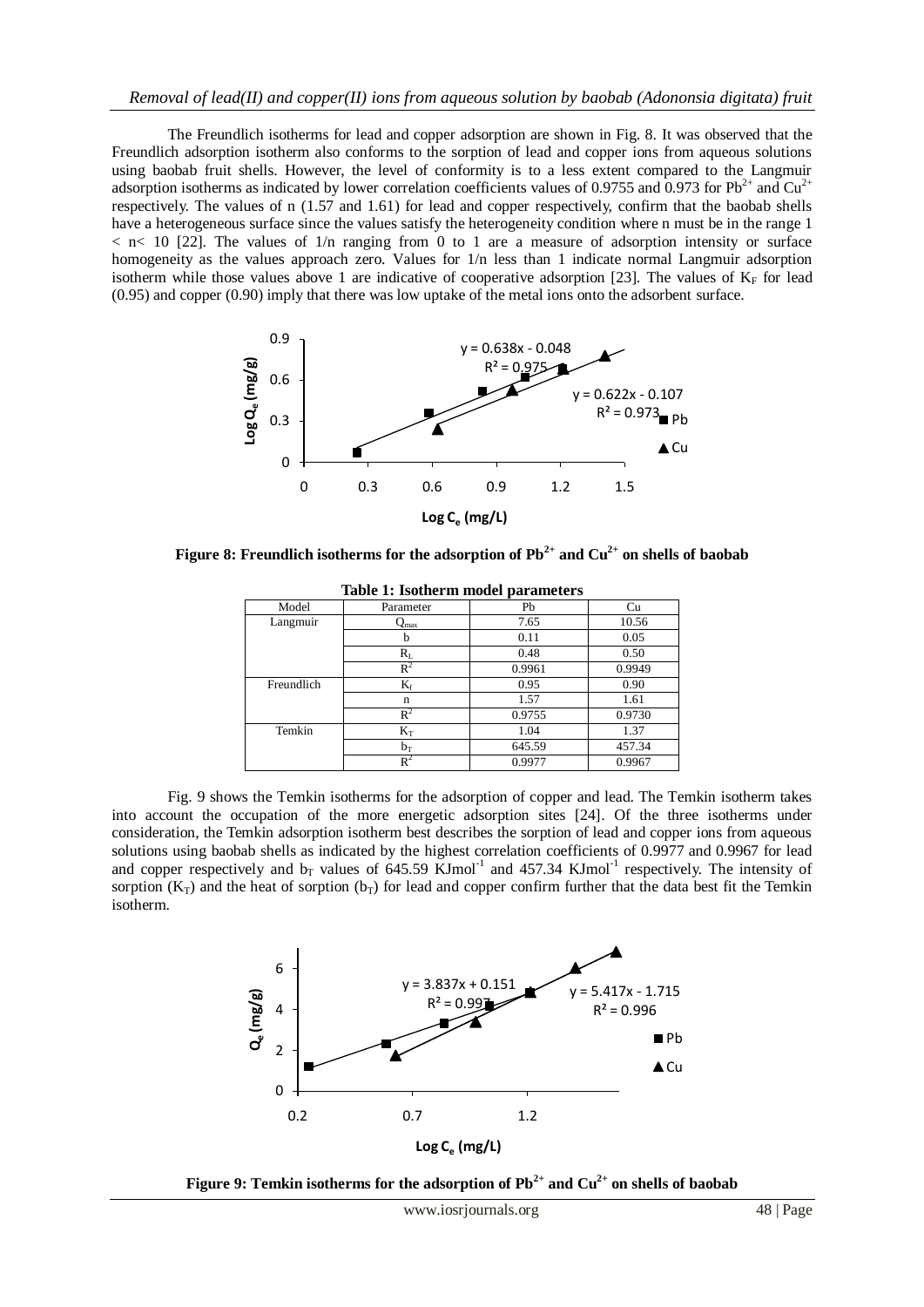The Freundlich isotherms for lead and copper adsorption are shown in Fig. 8. It was observed that the Freundlich adsorption isotherm also conforms to the sorption of lead and copper ions from aqueous solutions using baobab fruit shells. However, the level of conformity is to a less extent compared to the Langmuir adsorption isotherms as indicated by lower correlation coefficients values of 0.9755 and 0.973 for $Pb^{2+}$ and $Cu^{2+}$ respectively. The values of n (1.57 and 1.61) for lead and copper respectively, confirm that the baobab shells have a heterogeneous surface since the values satisfy the heterogeneity condition where n must be in the range $1 < n < 10$ [22]. The values of 1/n ranging from 0 to 1 are a measure of adsorption intensity or surface homogeneity as the values approach zero. Values for 1/n less than 1 indicate normal Langmuir adsorption isotherm while those values above 1 are indicative of cooperative adsorption [23]. The values of $K_F$ for lead (0.95) and copper (0.90) imply that there was low uptake of the metal ions onto the adsorbent surface.

**Figure 8: Freundlich isotherms for the adsorption of $Pb^{2+}$ and $Cu^{2+}$ on shells of baobab**

**Table 1: Isotherm model parameters**

| Model | Parameter | Pb | Cu |
|---|---|---|---|
| Langmuir | $Q_{max}$ | 7.65 | 10.56 |
| | b | 0.11 | 0.05 |
| | $R_L$ | 0.48 | 0.50 |
| | $R^2$ | 0.9961 | 0.9949 |
| Freundlich | $K_f$ | 0.95 | 0.90 |
| | n | 1.57 | 1.61 |
| | $R^2$ | 0.9755 | 0.9730 |
| Temkin | $K_T$ | 1.04 | 1.37 |
| | $b_T$ | 645.59 | 457.34 |
| | $R^2$ | 0.9977 | 0.9967 |

Fig. 9 shows the Temkin isotherms for the adsorption of copper and lead. The Temkin isotherm takes into account the occupation of the more energetic adsorption sites [24]. Of the three isotherms under consideration, the Temkin adsorption isotherm best describes the sorption of lead and copper ions from aqueous solutions using baobab shells as indicated by the highest correlation coefficients of 0.9977 and 0.9967 for lead and copper respectively and $b_T$ values of 645.59 $KJmol^{-1}$ and 457.34 $KJmol^{-1}$ respectively. The intensity of sorption ($K_T$) and the heat of sorption ($b_T$) for lead and copper confirm further that the data best fit the Temkin isotherm.

**Figure 9: Temkin isotherms for the adsorption of $Pb^{2+}$ and $Cu^{2+}$ on shells of baobab**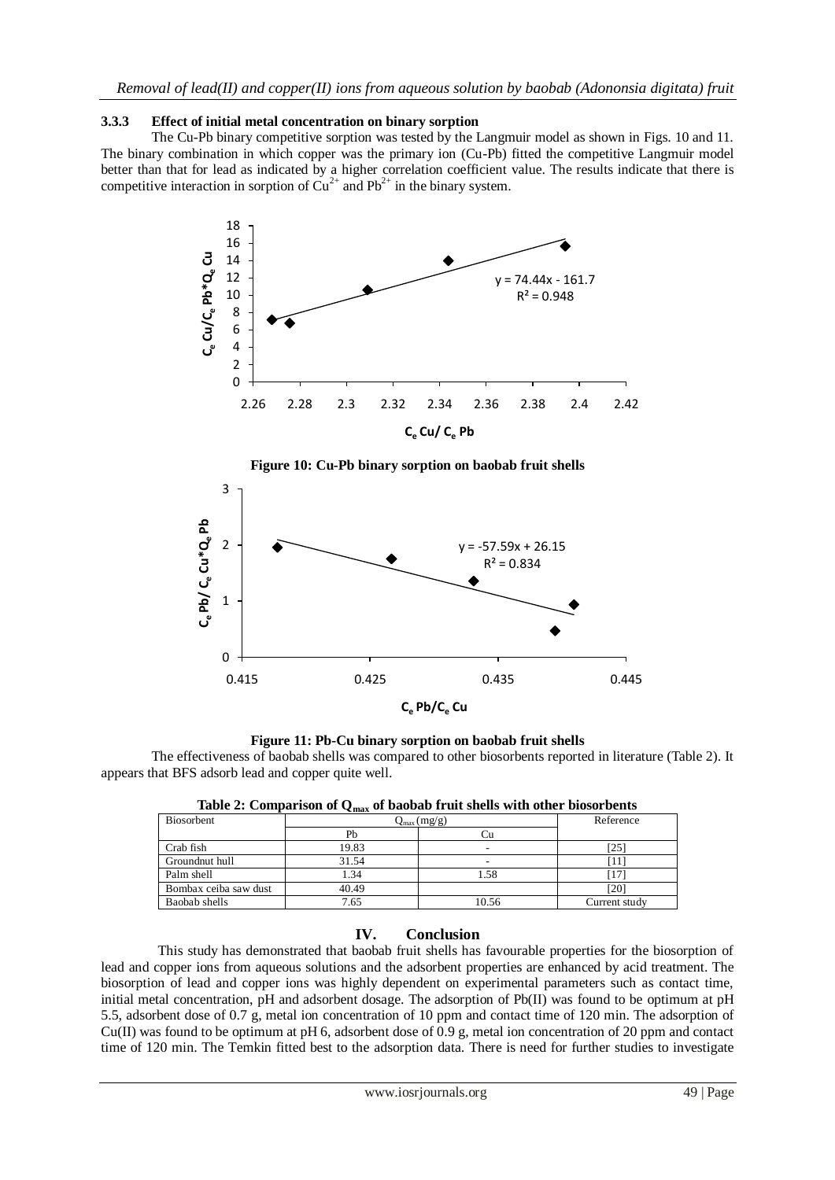### 3.3.3 Effect of initial metal concentration on binary sorption

The Cu-Pb binary competitive sorption was tested by the Langmuir model as shown in Figs. 10 and 11. The binary combination in which copper was the primary ion (Cu-Pb) fitted the competitive Langmuir model better than that for lead as indicated by a higher correlation coefficient value. The results indicate that there is competitive interaction in sorption of $Cu^{2+}$ and $Pb^{2+}$ in the binary system.

**Figure 10: Cu-Pb binary sorption on baobab fruit shells**

**Figure 11: Pb-Cu binary sorption on baobab fruit shells**

The effectiveness of baobab shells was compared to other biosorbents reported in literature (Table 2). It appears that BFS adsorb lead and copper quite well.

**Table 2: Comparison of $Q_{max}$ of baobab fruit shells with other biosorbents**

| Biosorbent | $Q_{max}$ (mg/g) | | Reference |
|---|---|---|---|
| | Pb | Cu | |
| Crab fish | 19.83 | - | [25] |
| Groundnut hull | 31.54 | - | [11] |
| Palm shell | 1.34 | 1.58 | [17] |
| Bombax ceiba saw dust | 40.49 | | [20] |
| Baobab shells | 7.65 | 10.56 | Current study |

## IV. Conclusion

This study has demonstrated that baobab fruit shells has favourable properties for the biosorption of lead and copper ions from aqueous solutions and the adsorbent properties are enhanced by acid treatment. The biosorption of lead and copper ions was highly dependent on experimental parameters such as contact time, initial metal concentration, pH and adsorbent dosage. The adsorption of Pb(II) was found to be optimum at pH 5.5, adsorbent dose of 0.7 g, metal ion concentration of 10 ppm and contact time of 120 min. The adsorption of Cu(II) was found to be optimum at pH 6, adsorbent dose of 0.9 g, metal ion concentration of 20 ppm and contact time of 120 min. The Temkin fitted best to the adsorption data. There is need for further studies to investigate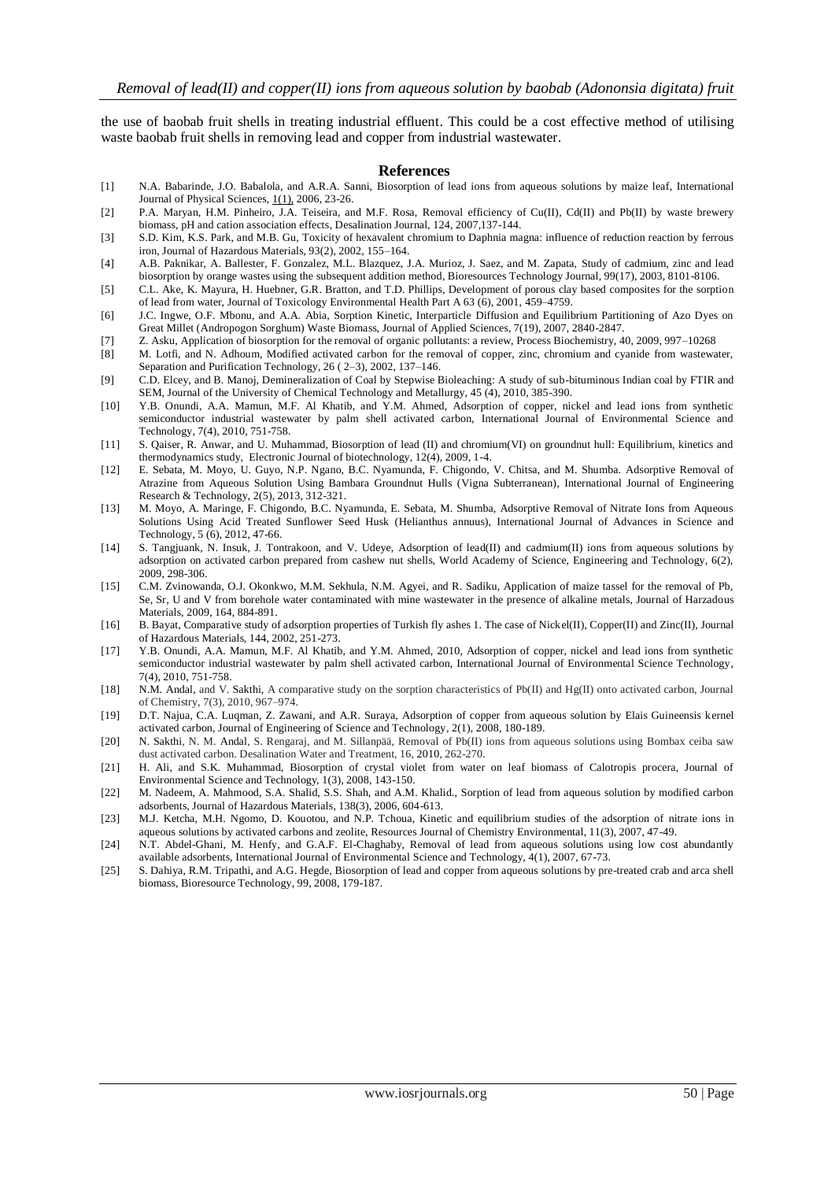the use of baobab fruit shells in treating industrial effluent. This could be a cost effective method of utilising waste baobab fruit shells in removing lead and copper from industrial wastewater.

## References

[1] N.A. Babarinde, J.O. Babalola, and A.R.A. Sanni, Biosorption of lead ions from aqueous solutions by maize leaf, International Journal of Physical Sciences, 1(1), 2006, 23-26.

[2] P.A. Maryan, H.M. Pinheiro, J.A. Teiseira, and M.F. Rosa, Removal efficiency of Cu(II), Cd(II) and Pb(II) by waste brewery biomass, pH and cation association effects, Desalination Journal, 124, 2007,137-144.

[3] S.D. Kim, K.S. Park, and M.B. Gu, Toxicity of hexavalent chromium to Daphnia magna: influence of reduction reaction by ferrous iron, Journal of Hazardous Materials, 93(2), 2002, 155–164.

[4] A.B. Paknikar, A. Ballester, F. Gonzalez, M.L. Blazquez, J.A. Murioz, J. Saez, and M. Zapata, Study of cadmium, zinc and lead biosorption by orange wastes using the subsequent addition method, Bioresources Technology Journal, 99(17), 2003, 8101-8106.

[5] C.L. Ake, K. Mayura, H. Huebner, G.R. Bratton, and T.D. Phillips, Development of porous clay based composites for the sorption of lead from water, Journal of Toxicology Environmental Health Part A 63 (6), 2001, 459–4759.

[6] J.C. Ingwe, O.F. Mbonu, and A.A. Abia, Sorption Kinetic, Interparticle Diffusion and Equilibrium Partitioning of Azo Dyes on Great Millet (Andropogon Sorghum) Waste Biomass, Journal of Applied Sciences, 7(19), 2007, 2840-2847.

[7] Z. Asku, Application of biosorption for the removal of organic pollutants: a review, Process Biochemistry, 40, 2009, 997–10268

[8] M. Lotfi, and N. Adhoum, Modified activated carbon for the removal of copper, zinc, chromium and cyanide from wastewater, Separation and Purification Technology, 26 ( 2–3), 2002, 137–146.

[9] C.D. Elcey, and B. Manoj, Demineralization of Coal by Stepwise Bioleaching: A study of sub-bituminous Indian coal by FTIR and SEM, Journal of the University of Chemical Technology and Metallurgy, 45 (4), 2010, 385-390.

[10] Y.B. Onundi, A.A. Mamun, M.F. Al Khatib, and Y.M. Ahmed, Adsorption of copper, nickel and lead ions from synthetic semiconductor industrial wastewater by palm shell activated carbon, International Journal of Environmental Science and Technology, 7(4), 2010, 751-758.

[11] S. Qaiser, R. Anwar, and U. Muhammad, Biosorption of lead (II) and chromium(VI) on groundnut hull: Equilibrium, kinetics and thermodynamics study, Electronic Journal of biotechnology, 12(4), 2009, 1-4.

[12] E. Sebata, M. Moyo, U. Guyo, N.P. Ngano, B.C. Nyamunda, F. Chigondo, V. Chitsa, and M. Shumba. Adsorptive Removal of Atrazine from Aqueous Solution Using Bambara Groundnut Hulls (Vigna Subterranean), International Journal of Engineering Research & Technology, 2(5), 2013, 312-321.

[13] M. Moyo, A. Maringe, F. Chigondo, B.C. Nyamunda, E. Sebata, M. Shumba, Adsorptive Removal of Nitrate Ions from Aqueous Solutions Using Acid Treated Sunflower Seed Husk (Helianthus annuus), International Journal of Advances in Science and Technology, 5 (6), 2012, 47-66.

[14] S. Tangjuank, N. Insuk, J. Tontrakoon, and V. Udeye, Adsorption of lead(II) and cadmium(II) ions from aqueous solutions by adsorption on activated carbon prepared from cashew nut shells, World Academy of Science, Engineering and Technology, 6(2), 2009, 298-306.

[15] C.M. Zvinowanda, O.J. Okonkwo, M.M. Sekhula, N.M. Agyei, and R. Sadiku, Application of maize tassel for the removal of Pb, Se, Sr, U and V from borehole water contaminated with mine wastewater in the presence of alkaline metals, Journal of Harzadous Materials, 2009, 164, 884-891.

[16] B. Bayat, Comparative study of adsorption properties of Turkish fly ashes 1. The case of Nickel(II), Copper(II) and Zinc(II), Journal of Hazardous Materials, 144, 2002, 251-273.

[17] Y.B. Onundi, A.A. Mamun, M.F. Al Khatib, and Y.M. Ahmed, 2010, Adsorption of copper, nickel and lead ions from synthetic semiconductor industrial wastewater by palm shell activated carbon, International Journal of Environmental Science Technology, 7(4), 2010, 751-758.

[18] N.M. Andal, and V. Sakthi, A comparative study on the sorption characteristics of Pb(II) and Hg(II) onto activated carbon, Journal of Chemistry, 7(3), 2010, 967–974.

[19] D.T. Najua, C.A. Luqman, Z. Zawani, and A.R. Suraya, Adsorption of copper from aqueous solution by Elais Guineensis kernel activated carbon, Journal of Engineering of Science and Technology, 2(1), 2008, 180-189.

[20] N. Sakthi, N. M. Andal, S. Rengaraj, and M. Sillanpää, Removal of Pb(II) ions from aqueous solutions using Bombax ceiba saw dust activated carbon. Desalination Water and Treatment, 16, 2010, 262-270.

[21] H. Ali, and S.K. Muhammad, Biosorption of crystal violet from water on leaf biomass of Calotropis procera, Journal of Environmental Science and Technology, 1(3), 2008, 143-150.

[22] M. Nadeem, A. Mahmood, S.A. Shalid, S.S. Shah, and A.M. Khalid., Sorption of lead from aqueous solution by modified carbon adsorbents, Journal of Hazardous Materials, 138(3), 2006, 604-613.

[23] M.J. Ketcha, M.H. Ngomo, D. Kouotou, and N.P. Tchoua, Kinetic and equilibrium studies of the adsorption of nitrate ions in aqueous solutions by activated carbons and zeolite, Resources Journal of Chemistry Environmental, 11(3), 2007, 47-49.

[24] N.T. Abdel-Ghani, M. Henfy, and G.A.F. El-Chaghaby, Removal of lead from aqueous solutions using low cost abundantly available adsorbents, International Journal of Environmental Science and Technology, 4(1), 2007, 67-73.

[25] S. Dahiya, R.M. Tripathi, and A.G. Hegde, Biosorption of lead and copper from aqueous solutions by pre-treated crab and arca shell biomass, Bioresource Technology, 99, 2008, 179-187.